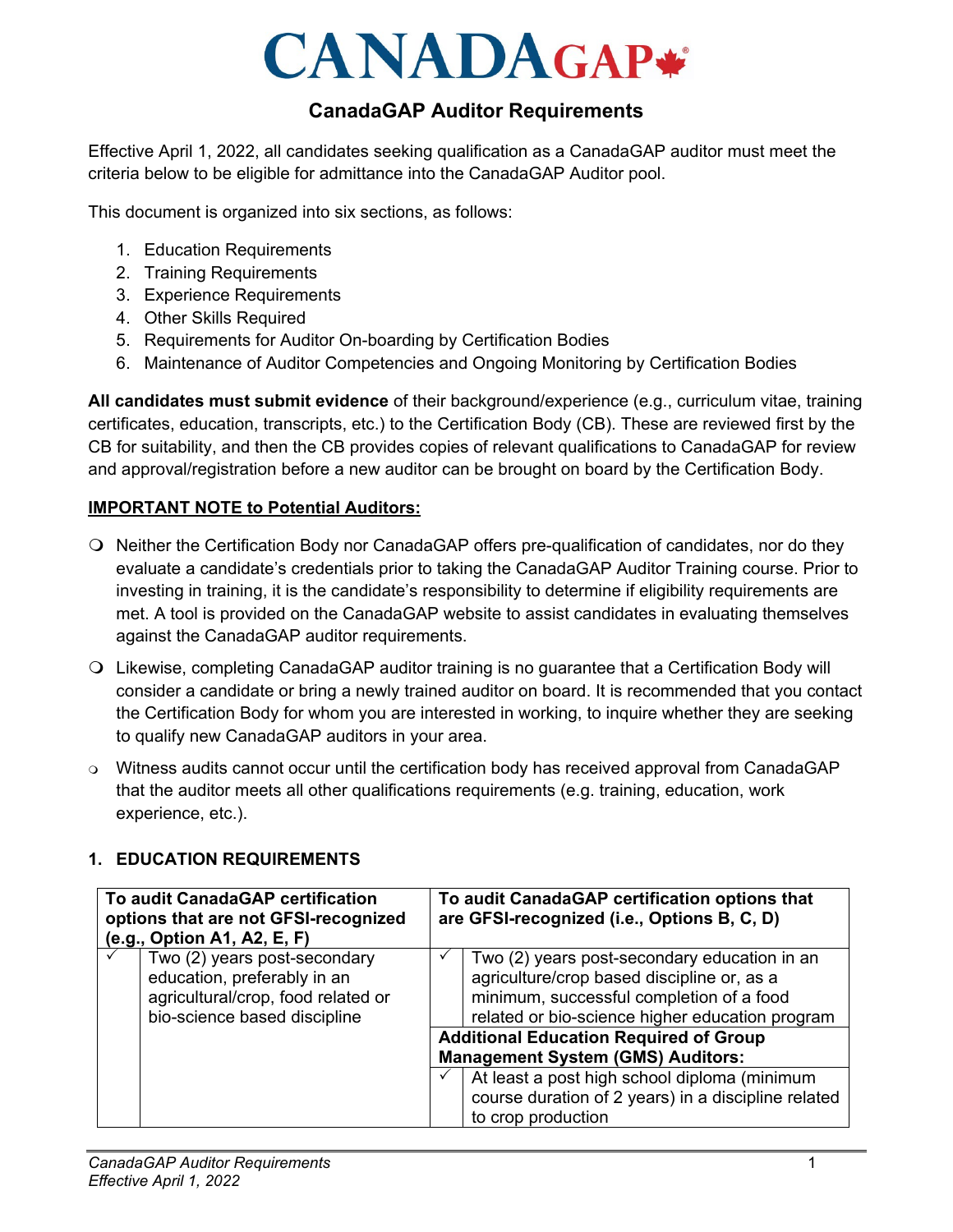# CANADAGAP

## CanadaGAP Auditor Requirements

Effective April 1, 2022, all candidates seeking qualification as a CanadaGAP auditor must meet the criteria below to be eligible for admittance into the CanadaGAP Auditor pool.

This document is organized into six sections, as follows:

1. Education Requirements
2. Training Requirements
3. Experience Requirements
4. Other Skills Required
5. Requirements for Auditor On-boarding by Certification Bodies
6. Maintenance of Auditor Competencies and Ongoing Monitoring by Certification Bodies

**All candidates must submit evidence** of their background/experience (e.g., curriculum vitae, training certificates, education, transcripts, etc.) to the Certification Body (CB). These are reviewed first by the CB for suitability, and then the CB provides copies of relevant qualifications to CanadaGAP for review and approval/registration before a new auditor can be brought on board by the Certification Body.

**IMPORTANT NOTE to Potential Auditors:**

- Neither the Certification Body nor CanadaGAP offers pre-qualification of candidates, nor do they evaluate a candidate's credentials prior to taking the CanadaGAP Auditor Training course. Prior to investing in training, it is the candidate's responsibility to determine if eligibility requirements are met. A tool is provided on the CanadaGAP website to assist candidates in evaluating themselves against the CanadaGAP auditor requirements.
- Likewise, completing CanadaGAP auditor training is no guarantee that a Certification Body will consider a candidate or bring a newly trained auditor on board. It is recommended that you contact the Certification Body for whom you are interested in working, to inquire whether they are seeking to qualify new CanadaGAP auditors in your area.
- Witness audits cannot occur until the certification body has received approval from CanadaGAP that the auditor meets all other qualifications requirements (e.g. training, education, work experience, etc.).

### 1. EDUCATION REQUIREMENTS

| To audit CanadaGAP certification options that are not GFSI-recognized (e.g., Option A1, A2, E, F) | | To audit CanadaGAP certification options that are GFSI-recognized (i.e., Options B, C, D) | |
|---|---|---|---|
| ✓ | Two (2) years post-secondary education, preferably in an agricultural/crop, food related or bio-science based discipline | ✓ | Two (2) years post-secondary education in an agriculture/crop based discipline or, as a minimum, successful completion of a food related or bio-science higher education program |
| | | **Additional Education Required of Group Management System (GMS) Auditors:** | |
| | | ✓ | At least a post high school diploma (minimum course duration of 2 years) in a discipline related to crop production |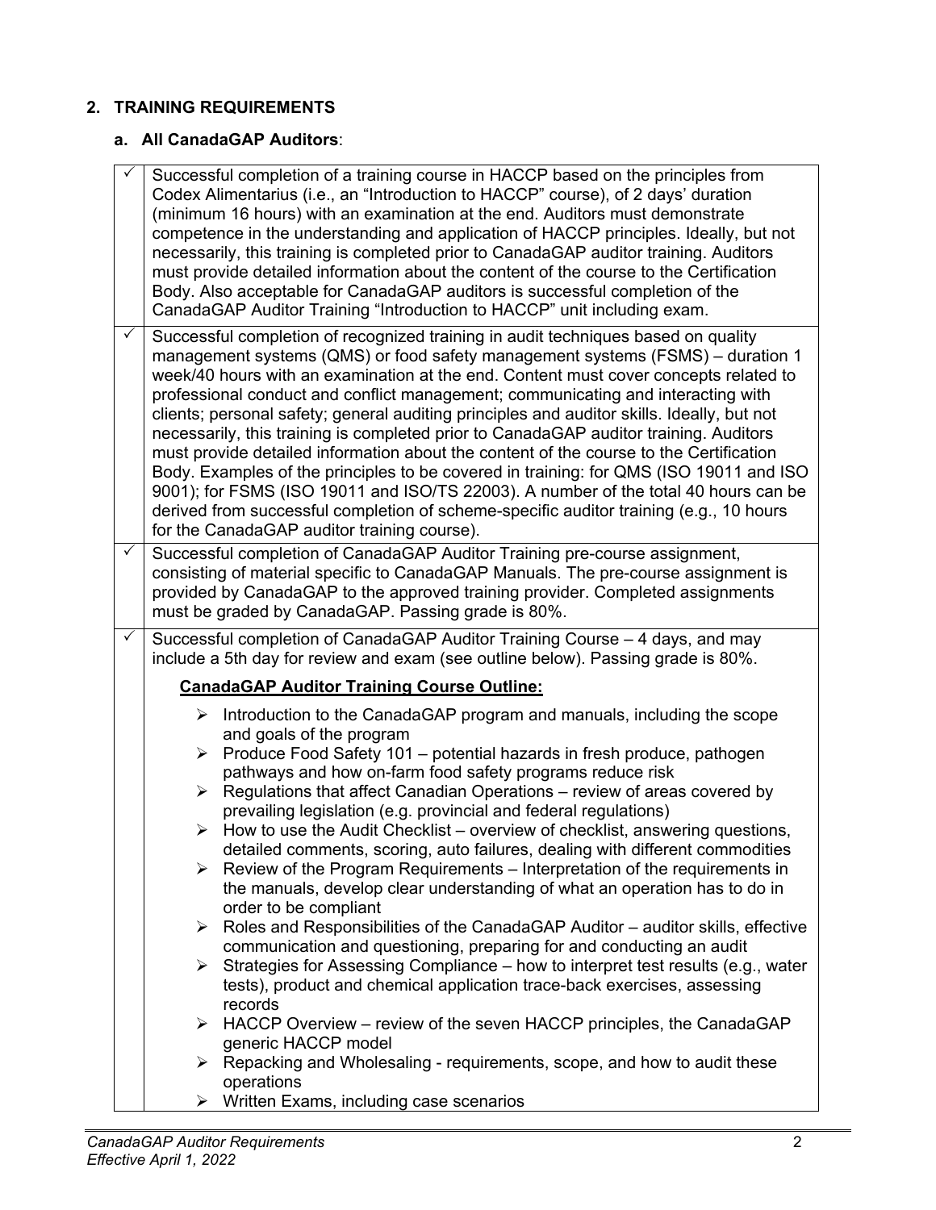## 2. TRAINING REQUIREMENTS

### a. All CanadaGAP Auditors:

| | |
|---|---|
| ✓ | Successful completion of a training course in HACCP based on the principles from Codex Alimentarius (i.e., an "Introduction to HACCP" course), of 2 days' duration (minimum 16 hours) with an examination at the end. Auditors must demonstrate competence in the understanding and application of HACCP principles. Ideally, but not necessarily, this training is completed prior to CanadaGAP auditor training. Auditors must provide detailed information about the content of the course to the Certification Body. Also acceptable for CanadaGAP auditors is successful completion of the CanadaGAP Auditor Training "Introduction to HACCP" unit including exam. |
| ✓ | Successful completion of recognized training in audit techniques based on quality management systems (QMS) or food safety management systems (FSMS) – duration 1 week/40 hours with an examination at the end. Content must cover concepts related to professional conduct and conflict management; communicating and interacting with clients; personal safety; general auditing principles and auditor skills. Ideally, but not necessarily, this training is completed prior to CanadaGAP auditor training. Auditors must provide detailed information about the content of the course to the Certification Body. Examples of the principles to be covered in training: for QMS (ISO 19011 and ISO 9001); for FSMS (ISO 19011 and ISO/TS 22003). A number of the total 40 hours can be derived from successful completion of scheme-specific auditor training (e.g., 10 hours for the CanadaGAP auditor training course). |
| ✓ | Successful completion of CanadaGAP Auditor Training pre-course assignment, consisting of material specific to CanadaGAP Manuals. The pre-course assignment is provided by CanadaGAP to the approved training provider. Completed assignments must be graded by CanadaGAP. Passing grade is 80%. |
| ✓ | Successful completion of CanadaGAP Auditor Training Course – 4 days, and may include a 5th day for review and exam (see outline below). Passing grade is 80%.<br><br>**<u>CanadaGAP Auditor Training Course Outline:</u>**<br><br>➢ Introduction to the CanadaGAP program and manuals, including the scope and goals of the program<br>➢ Produce Food Safety 101 – potential hazards in fresh produce, pathogen pathways and how on-farm food safety programs reduce risk<br>➢ Regulations that affect Canadian Operations – review of areas covered by prevailing legislation (e.g. provincial and federal regulations)<br>➢ How to use the Audit Checklist – overview of checklist, answering questions, detailed comments, scoring, auto failures, dealing with different commodities<br>➢ Review of the Program Requirements – Interpretation of the requirements in the manuals, develop clear understanding of what an operation has to do in order to be compliant<br>➢ Roles and Responsibilities of the CanadaGAP Auditor – auditor skills, effective communication and questioning, preparing for and conducting an audit<br>➢ Strategies for Assessing Compliance – how to interpret test results (e.g., water tests), product and chemical application trace-back exercises, assessing records<br>➢ HACCP Overview – review of the seven HACCP principles, the CanadaGAP generic HACCP model<br>➢ Repacking and Wholesaling - requirements, scope, and how to audit these operations<br>➢ Written Exams, including case scenarios |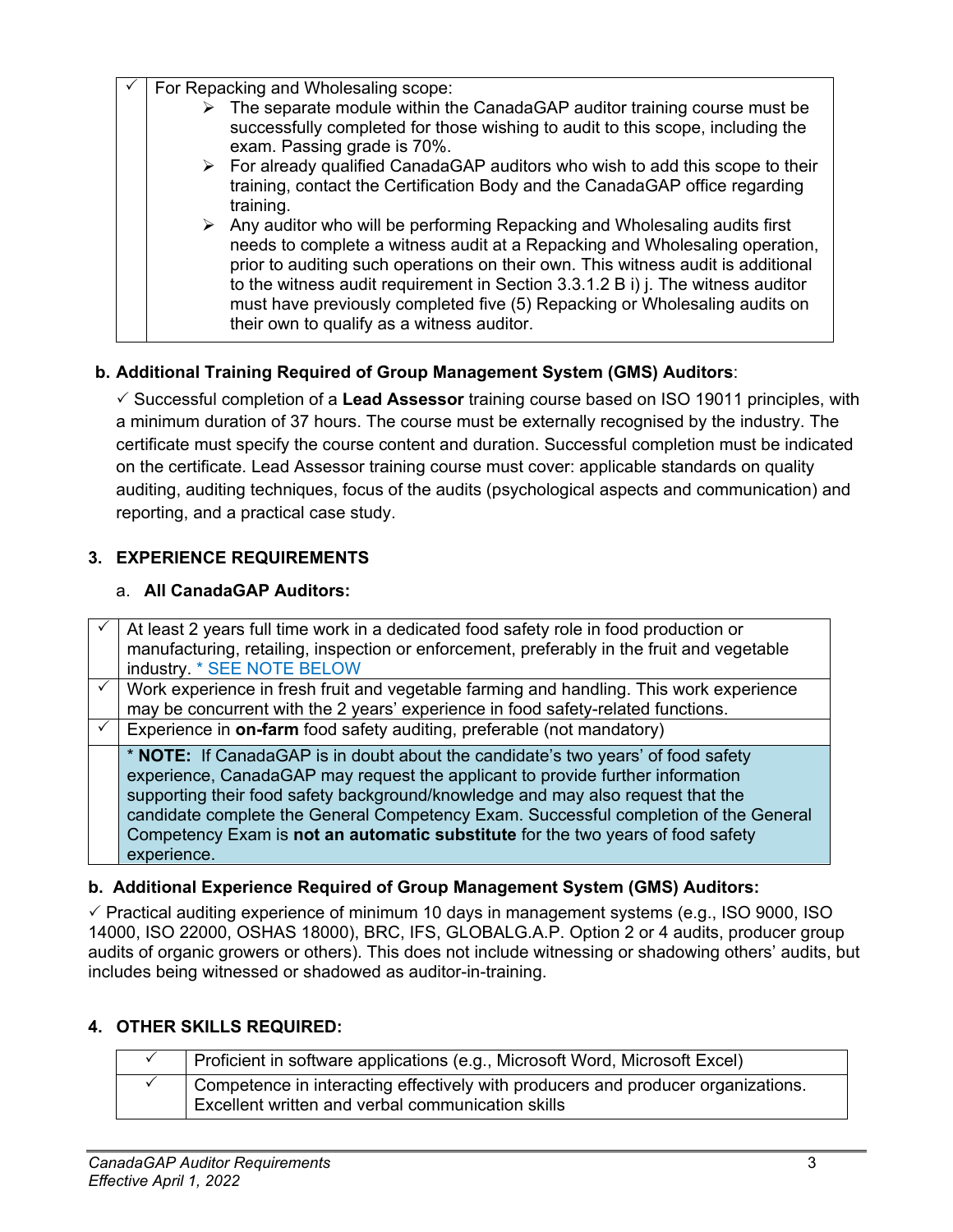| ✓ | For Repacking and Wholesaling scope:<br>➢ The separate module within the CanadaGAP auditor training course must be successfully completed for those wishing to audit to this scope, including the exam. Passing grade is 70%.<br>➢ For already qualified CanadaGAP auditors who wish to add this scope to their training, contact the Certification Body and the CanadaGAP office regarding training.<br>➢ Any auditor who will be performing Repacking and Wholesaling audits first needs to complete a witness audit at a Repacking and Wholesaling operation, prior to auditing such operations on their own. This witness audit is additional to the witness audit requirement in Section 3.3.1.2 B i) j. The witness auditor must have previously completed five (5) Repacking or Wholesaling audits on their own to qualify as a witness auditor. |
|---|---|

**b. Additional Training Required of Group Management System (GMS) Auditors**:

✓ Successful completion of a **Lead Assessor** training course based on ISO 19011 principles, with a minimum duration of 37 hours. The course must be externally recognised by the industry. The certificate must specify the course content and duration. Successful completion must be indicated on the certificate. Lead Assessor training course must cover: applicable standards on quality auditing, auditing techniques, focus of the audits (psychological aspects and communication) and reporting, and a practical case study.

## 3. EXPERIENCE REQUIREMENTS

a. **All CanadaGAP Auditors:**

| ✓ | At least 2 years full time work in a dedicated food safety role in food production or manufacturing, retailing, inspection or enforcement, preferably in the fruit and vegetable industry. * SEE NOTE BELOW |
|---|---|
| ✓ | Work experience in fresh fruit and vegetable farming and handling. This work experience may be concurrent with the 2 years' experience in food safety-related functions. |
| ✓ | Experience in **on-farm** food safety auditing, preferable (not mandatory) |
| | * **NOTE:** If CanadaGAP is in doubt about the candidate's two years' of food safety experience, CanadaGAP may request the applicant to provide further information supporting their food safety background/knowledge and may also request that the candidate complete the General Competency Exam. Successful completion of the General Competency Exam is **not an automatic substitute** for the two years of food safety experience. |

**b. Additional Experience Required of Group Management System (GMS) Auditors:**

✓ Practical auditing experience of minimum 10 days in management systems (e.g., ISO 9000, ISO 14000, ISO 22000, OSHAS 18000), BRC, IFS, GLOBALG.A.P. Option 2 or 4 audits, producer group audits of organic growers or others). This does not include witnessing or shadowing others' audits, but includes being witnessed or shadowed as auditor-in-training.

## 4. OTHER SKILLS REQUIRED:

| ✓ | Proficient in software applications (e.g., Microsoft Word, Microsoft Excel) |
|---|---|
| ✓ | Competence in interacting effectively with producers and producer organizations. Excellent written and verbal communication skills |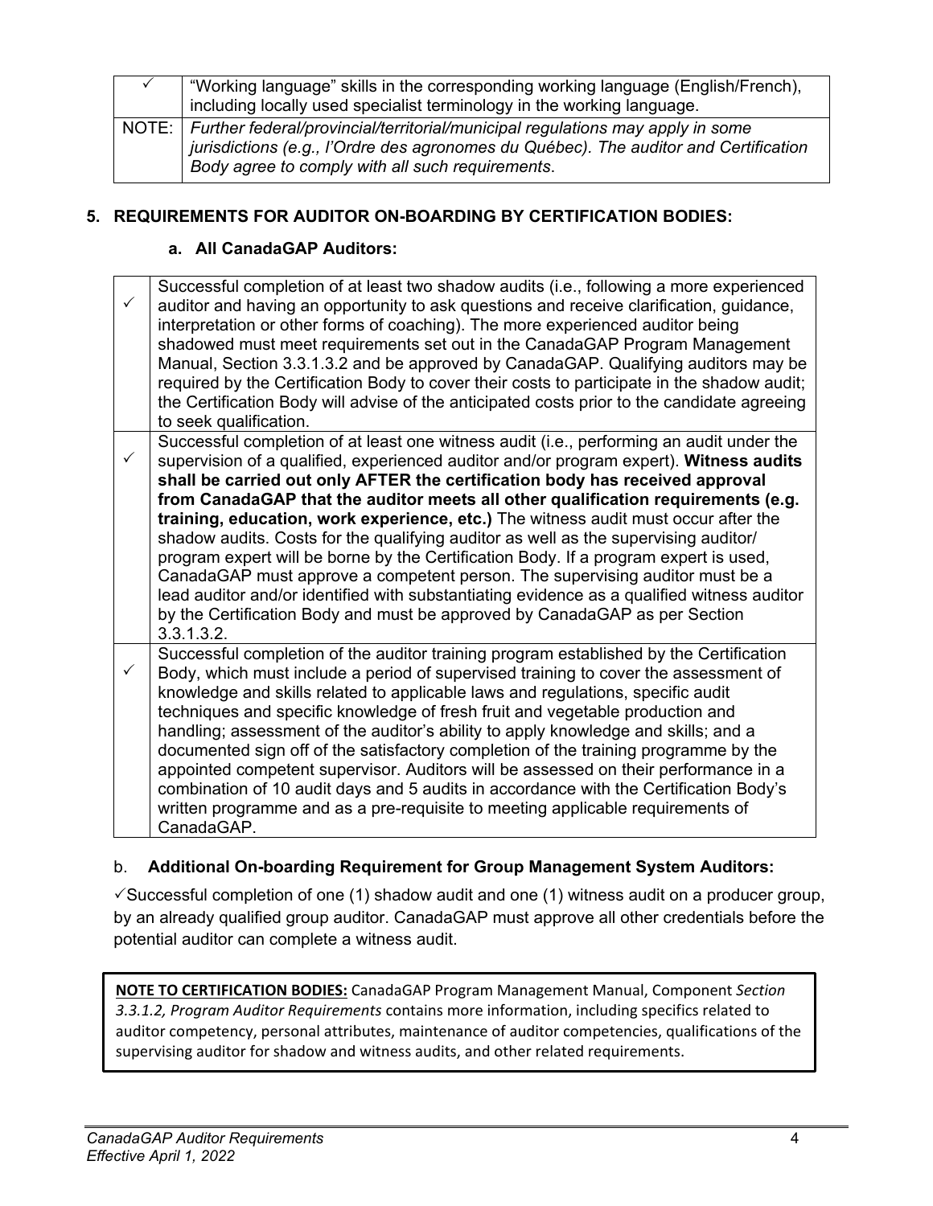| ✓ | "Working language" skills in the corresponding working language (English/French), including locally used specialist terminology in the working language. |
|---|---|
| NOTE: | *Further federal/provincial/territorial/municipal regulations may apply in some jurisdictions (e.g., l'Ordre des agronomes du Québec). The auditor and Certification Body agree to comply with all such requirements*. |

## 5. REQUIREMENTS FOR AUDITOR ON-BOARDING BY CERTIFICATION BODIES:

### a. All CanadaGAP Auditors:

| ✓ | Successful completion of at least two shadow audits (i.e., following a more experienced auditor and having an opportunity to ask questions and receive clarification, guidance, interpretation or other forms of coaching). The more experienced auditor being shadowed must meet requirements set out in the CanadaGAP Program Management Manual, Section 3.3.1.3.2 and be approved by CanadaGAP. Qualifying auditors may be required by the Certification Body to cover their costs to participate in the shadow audit; the Certification Body will advise of the anticipated costs prior to the candidate agreeing to seek qualification. |
|---|---|
| ✓ | Successful completion of at least one witness audit (i.e., performing an audit under the supervision of a qualified, experienced auditor and/or program expert). **Witness audits shall be carried out only AFTER the certification body has received approval from CanadaGAP that the auditor meets all other qualification requirements (e.g. training, education, work experience, etc.)** The witness audit must occur after the shadow audits. Costs for the qualifying auditor as well as the supervising auditor/ program expert will be borne by the Certification Body. If a program expert is used, CanadaGAP must approve a competent person. The supervising auditor must be a lead auditor and/or identified with substantiating evidence as a qualified witness auditor by the Certification Body and must be approved by CanadaGAP as per Section 3.3.1.3.2. |
| ✓ | Successful completion of the auditor training program established by the Certification Body, which must include a period of supervised training to cover the assessment of knowledge and skills related to applicable laws and regulations, specific audit techniques and specific knowledge of fresh fruit and vegetable production and handling; assessment of the auditor's ability to apply knowledge and skills; and a documented sign off of the satisfactory completion of the training programme by the appointed competent supervisor. Auditors will be assessed on their performance in a combination of 10 audit days and 5 audits in accordance with the Certification Body's written programme and as a pre-requisite to meeting applicable requirements of CanadaGAP. |

### b. Additional On-boarding Requirement for Group Management System Auditors:

✓Successful completion of one (1) shadow audit and one (1) witness audit on a producer group, by an already qualified group auditor. CanadaGAP must approve all other credentials before the potential auditor can complete a witness audit.

**NOTE TO CERTIFICATION BODIES:** CanadaGAP Program Management Manual, Component *Section 3.3.1.2, Program Auditor Requirements* contains more information, including specifics related to auditor competency, personal attributes, maintenance of auditor competencies, qualifications of the supervising auditor for shadow and witness audits, and other related requirements.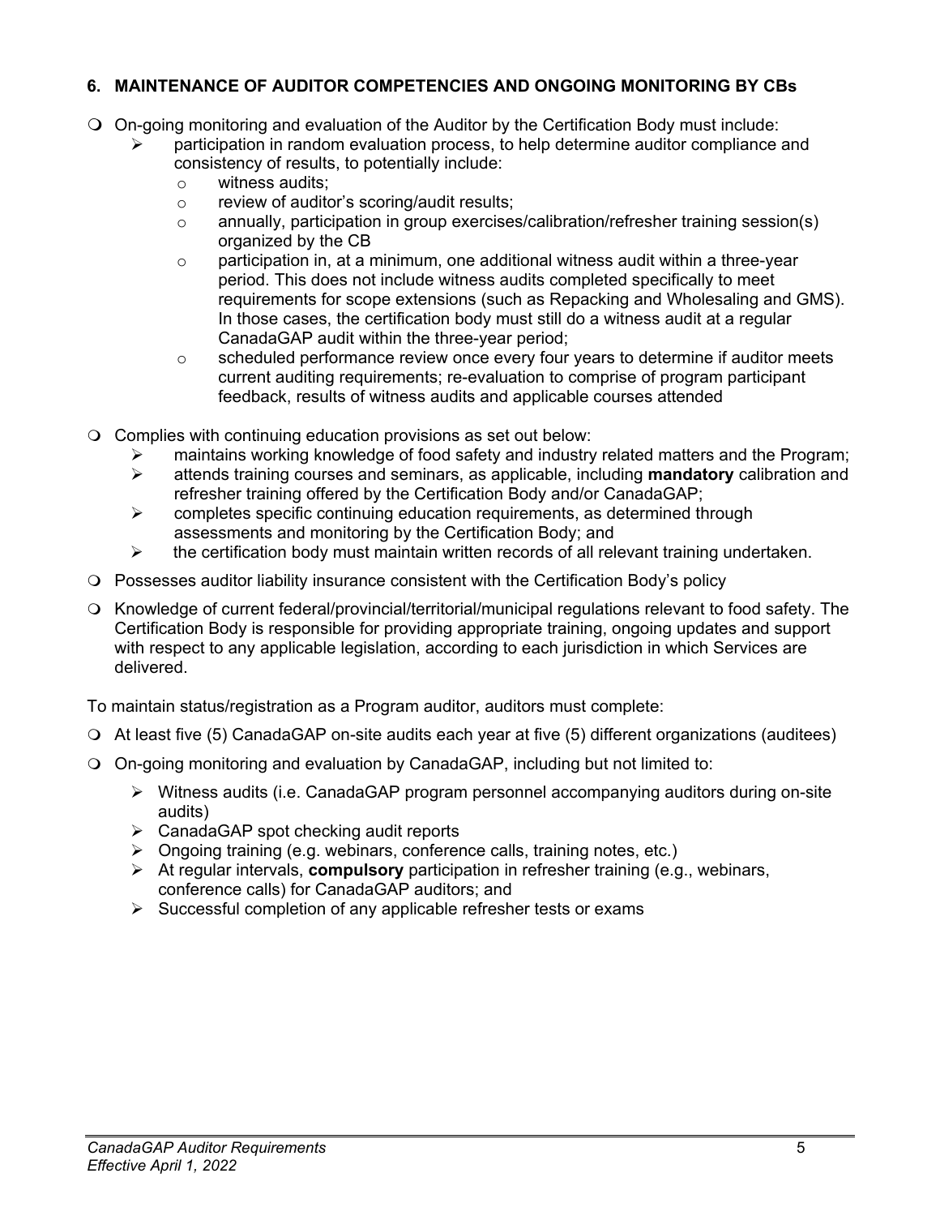## 6. MAINTENANCE OF AUDITOR COMPETENCIES AND ONGOING MONITORING BY CBs

- On-going monitoring and evaluation of the Auditor by the Certification Body must include:
  - participation in random evaluation process, to help determine auditor compliance and consistency of results, to potentially include:
    - witness audits;
    - review of auditor's scoring/audit results;
    - annually, participation in group exercises/calibration/refresher training session(s) organized by the CB
    - participation in, at a minimum, one additional witness audit within a three-year period. This does not include witness audits completed specifically to meet requirements for scope extensions (such as Repacking and Wholesaling and GMS). In those cases, the certification body must still do a witness audit at a regular CanadaGAP audit within the three-year period;
    - scheduled performance review once every four years to determine if auditor meets current auditing requirements; re-evaluation to comprise of program participant feedback, results of witness audits and applicable courses attended
- Complies with continuing education provisions as set out below:
  - maintains working knowledge of food safety and industry related matters and the Program;
  - attends training courses and seminars, as applicable, including **mandatory** calibration and refresher training offered by the Certification Body and/or CanadaGAP;
  - completes specific continuing education requirements, as determined through assessments and monitoring by the Certification Body; and
  - the certification body must maintain written records of all relevant training undertaken.
- Possesses auditor liability insurance consistent with the Certification Body's policy
- Knowledge of current federal/provincial/territorial/municipal regulations relevant to food safety. The Certification Body is responsible for providing appropriate training, ongoing updates and support with respect to any applicable legislation, according to each jurisdiction in which Services are delivered.

To maintain status/registration as a Program auditor, auditors must complete:

- At least five (5) CanadaGAP on-site audits each year at five (5) different organizations (auditees)
- On-going monitoring and evaluation by CanadaGAP, including but not limited to:
  - Witness audits (i.e. CanadaGAP program personnel accompanying auditors during on-site audits)
  - CanadaGAP spot checking audit reports
  - Ongoing training (e.g. webinars, conference calls, training notes, etc.)
  - At regular intervals, **compulsory** participation in refresher training (e.g., webinars, conference calls) for CanadaGAP auditors; and
  - Successful completion of any applicable refresher tests or exams